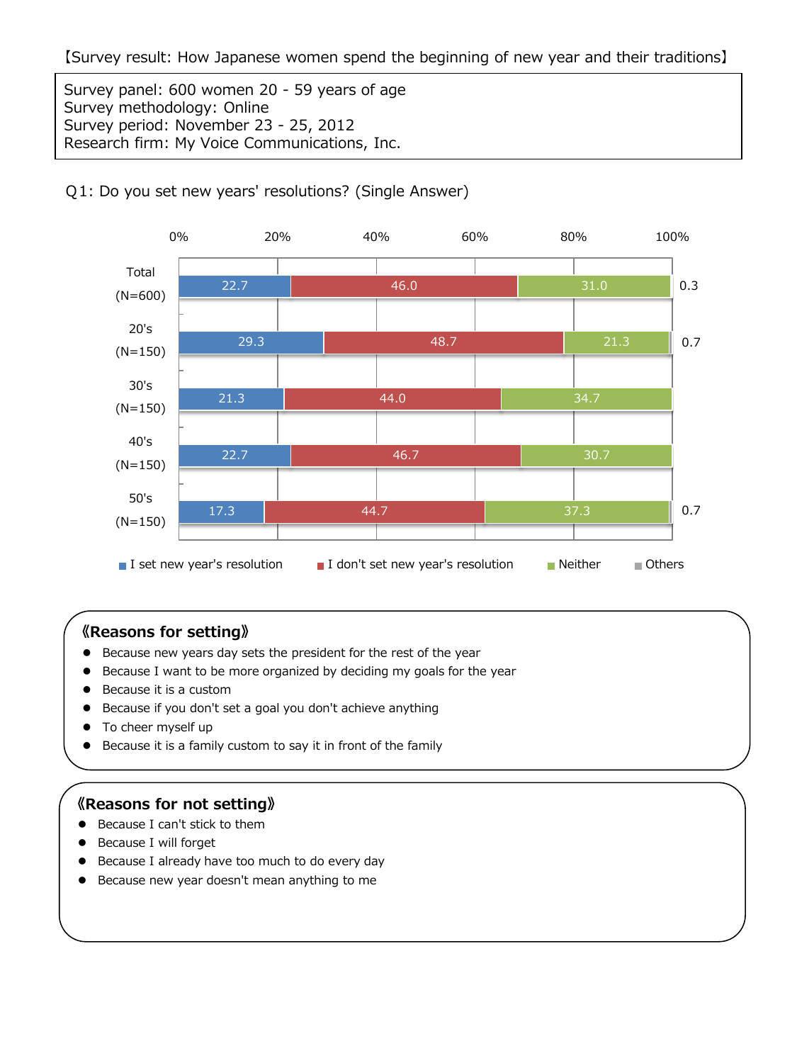【Survey result: How Japanese women spend the beginning of new year and their traditions】

Survey panel: 600 women 20 - 59 years of age
Survey methodology: Online
Survey period: November 23 - 25, 2012
Research firm: My Voice Communications, Inc.

Q1: Do you set new years' resolutions? (Single Answer)

| | I set new year's resolution | I don't set new year's resolution | Neither | Others |
|---|---|---|---|---|
| Total (N=600) | 22.7 | 46.0 | 31.0 | 0.3 |
| 20's (N=150) | 29.3 | 48.7 | 21.3 | 0.7 |
| 30's (N=150) | 21.3 | 44.0 | 34.7 | |
| 40's (N=150) | 22.7 | 46.7 | 30.7 | |
| 50's (N=150) | 17.3 | 44.7 | 37.3 | 0.7 |

**《Reasons for setting》**

- Because new years day sets the president for the rest of the year
- Because I want to be more organized by deciding my goals for the year
- Because it is a custom
- Because if you don't set a goal you don't achieve anything
- To cheer myself up
- Because it is a family custom to say it in front of the family

**《Reasons for not setting》**

- Because I can't stick to them
- Because I will forget
- Because I already have too much to do every day
- Because new year doesn't mean anything to me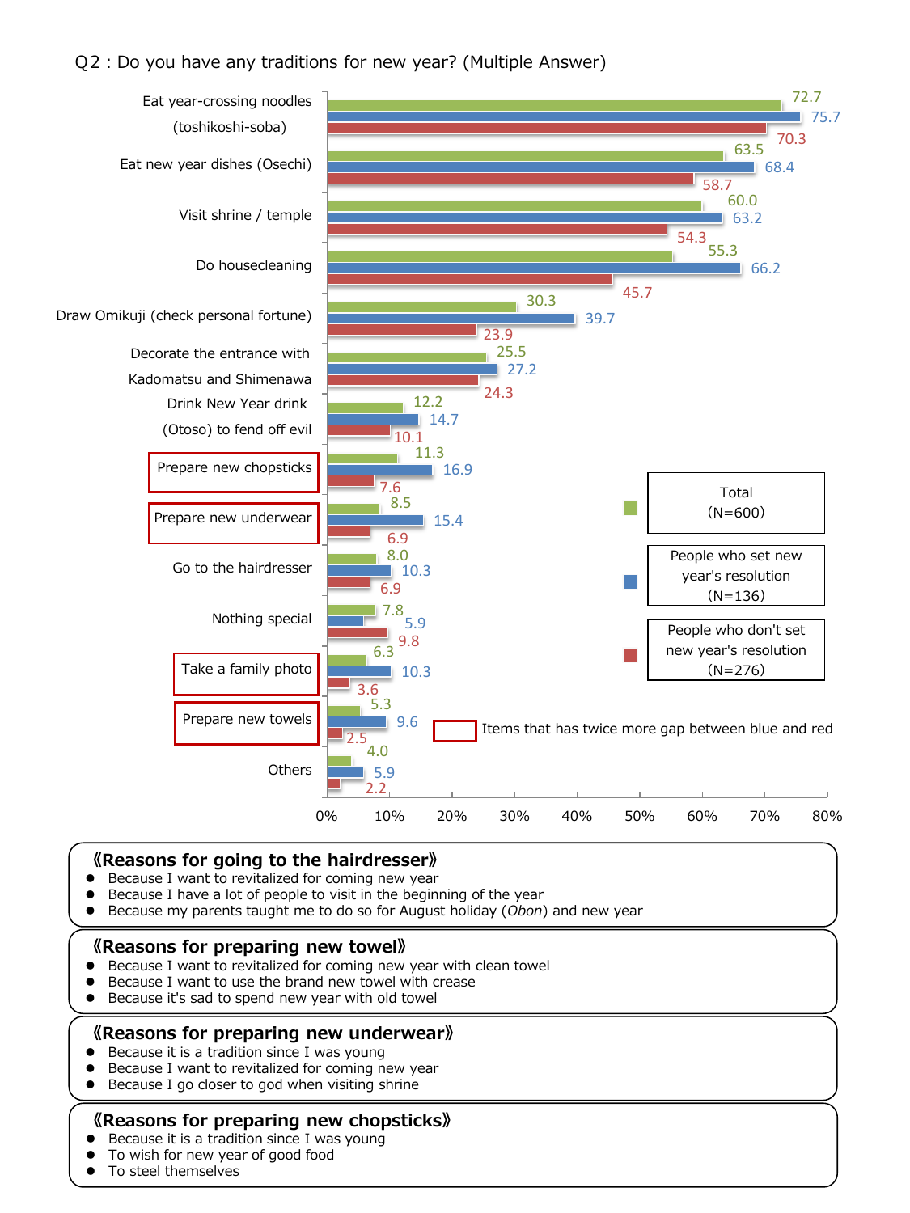## Q2 : Do you have any traditions for new year? (Multiple Answer)

| Item | Total (N=600) | People who set new year's resolution (N=136) | People who don't set new year's resolution (N=276) |
|---|---|---|---|
| Eat year-crossing noodles (toshikoshi-soba) | 72.7 | 75.7 | 70.3 |
| Eat new year dishes (Osechi) | 63.5 | 68.4 | 58.7 |
| Visit shrine / temple | 60.0 | 63.2 | 54.3 |
| Do housecleaning | 55.3 | 66.2 | 45.7 |
| Draw Omikuji (check personal fortune) | 30.3 | 39.7 | 23.9 |
| Decorate the entrance with Kadomatsu and Shimenawa | 25.5 | 27.2 | 24.3 |
| Drink New Year drink (Otoso) to fend off evil | 12.2 | 14.7 | 10.1 |
| Prepare new chopsticks | 11.3 | 16.9 | 7.6 |
| Prepare new underwear | 8.5 | 15.4 | 6.9 |
| Go to the hairdresser | 8.0 | 10.3 | 6.9 |
| Nothing special | 7.8 | 5.9 | 9.8 |
| Take a family photo | 6.3 | 10.3 | 3.6 |
| Prepare new towels | 5.3 | 9.6 | 2.5 |
| Others | 4.0 | 5.9 | 2.2 |

(%) Items that has twice more gap between blue and red: Prepare new chopsticks, Prepare new underwear, Take a family photo, Prepare new towels

### 《Reasons for going to the hairdresser》
- Because I want to revitalized for coming new year
- Because I have a lot of people to visit in the beginning of the year
- Because my parents taught me to do so for August holiday (*Obon*) and new year

### 《Reasons for preparing new towel》
- Because I want to revitalized for coming new year with clean towel
- Because I want to use the brand new towel with crease
- Because it's sad to spend new year with old towel

### 《Reasons for preparing new underwear》
- Because it is a tradition since I was young
- Because I want to revitalized for coming new year
- Because I go closer to god when visiting shrine

### 《Reasons for preparing new chopsticks》
- Because it is a tradition since I was young
- To wish for new year of good food
- To steel themselves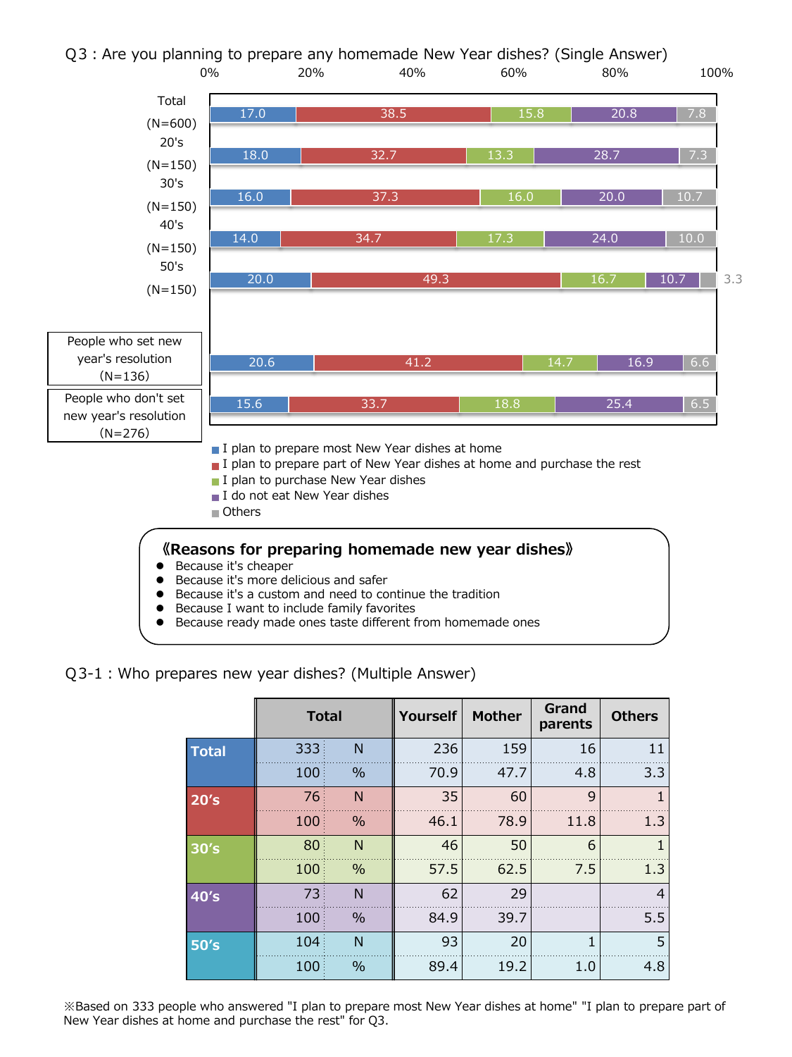## Q3 : Are you planning to prepare any homemade New Year dishes? (Single Answer)

| | I plan to prepare most New Year dishes at home | I plan to prepare part of New Year dishes at home and purchase the rest | I plan to purchase New Year dishes | I do not eat New Year dishes | Others |
|---|---|---|---|---|---|
| Total (N=600) | 17.0 | 38.5 | 15.8 | 20.8 | 7.8 |
| 20's (N=150) | 18.0 | 32.7 | 13.3 | 28.7 | 7.3 |
| 30's (N=150) | 16.0 | 37.3 | 16.0 | 20.0 | 10.7 |
| 40's (N=150) | 14.0 | 34.7 | 17.3 | 24.0 | 10.0 |
| 50's (N=150) | 20.0 | 49.3 | 16.7 | 10.7 | 3.3 |
| People who set new year's resolution (N=136) | 20.6 | 41.2 | 14.7 | 16.9 | 6.6 |
| People who don't set new year's resolution (N=276) | 15.6 | 33.7 | 18.8 | 25.4 | 6.5 |

**《Reasons for preparing homemade new year dishes》**

- Because it's cheaper
- Because it's more delicious and safer
- Because it's a custom and need to continue the tradition
- Because I want to include family favorites
- Because ready made ones taste different from homemade ones

## Q3-1 : Who prepares new year dishes? (Multiple Answer)

| | Total | | Yourself | Mother | Grand parents | Others |
|---|---|---|---|---|---|---|
| **Total** | 333 | N | 236 | 159 | 16 | 11 |
| | 100 | % | 70.9 | 47.7 | 4.8 | 3.3 |
| **20's** | 76 | N | 35 | 60 | 9 | 1 |
| | 100 | % | 46.1 | 78.9 | 11.8 | 1.3 |
| **30's** | 80 | N | 46 | 50 | 6 | 1 |
| | 100 | % | 57.5 | 62.5 | 7.5 | 1.3 |
| **40's** | 73 | N | 62 | 29 | | 4 |
| | 100 | % | 84.9 | 39.7 | | 5.5 |
| **50's** | 104 | N | 93 | 20 | 1 | 5 |
| | 100 | % | 89.4 | 19.2 | 1.0 | 4.8 |

※Based on 333 people who answered "I plan to prepare most New Year dishes at home" "I plan to prepare part of New Year dishes at home and purchase the rest" for Q3.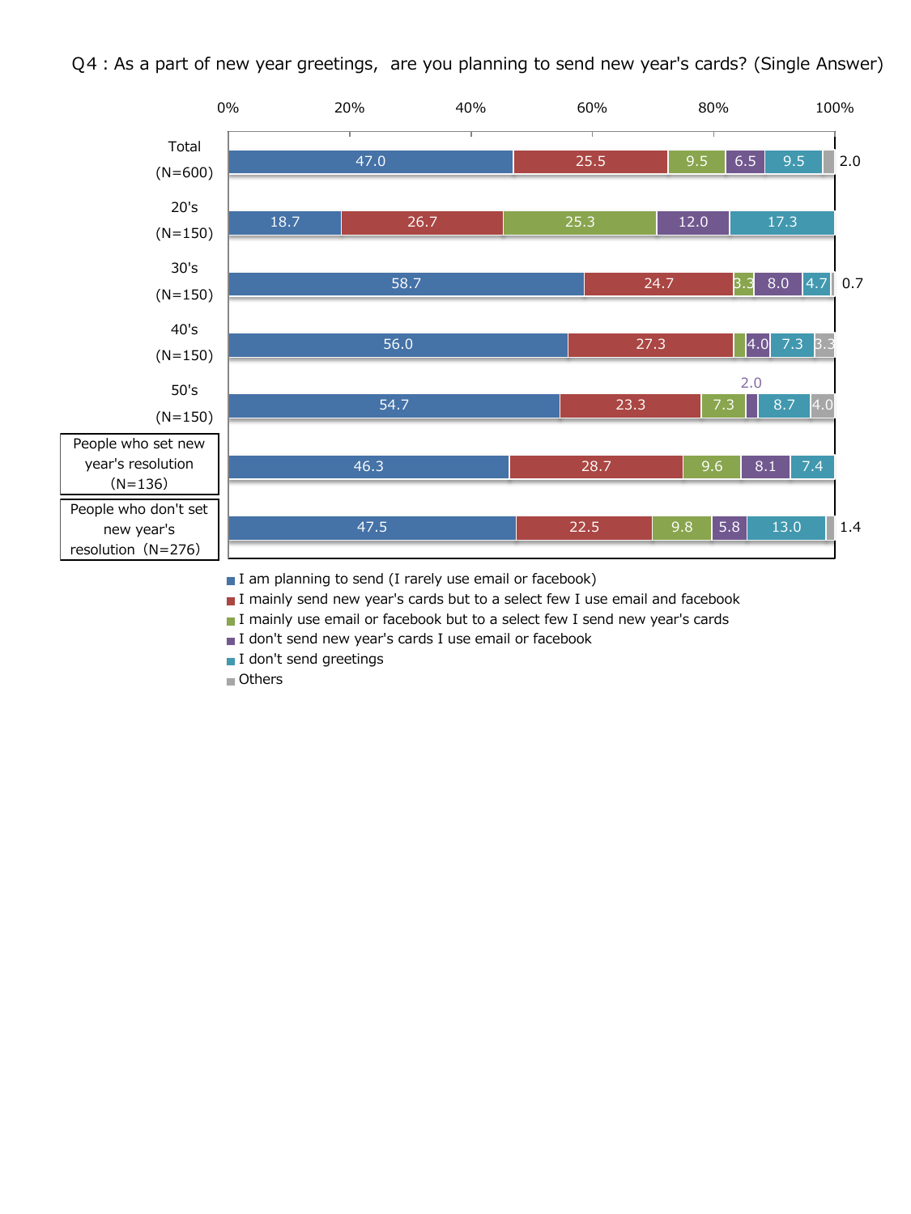Q4 : As a part of new year greetings, are you planning to send new year's cards? (Single Answer)

0% 20% 40% 60% 80% 100%

Total (N=600)
47.0 25.5 9.5 6.5 9.5 2.0

20's (N=150)
18.7 26.7 25.3 12.0 17.3

30's (N=150)
58.7 24.7 3.3 8.0 4.7 0.7

40's (N=150)
56.0 27.3 4.0 7.3 3.3

50's (N=150)
54.7 23.3 7.3 2.0 8.7 4.0

People who set new year's resolution (N=136)
46.3 28.7 9.6 8.1 7.4

People who don't set new year's resolution (N=276)
47.5 22.5 9.8 5.8 13.0 1.4

- I am planning to send (I rarely use email or facebook)
- I mainly send new year's cards but to a select few I use email and facebook
- I mainly use email or facebook but to a select few I send new year's cards
- I don't send new year's cards I use email or facebook
- I don't send greetings
- Others